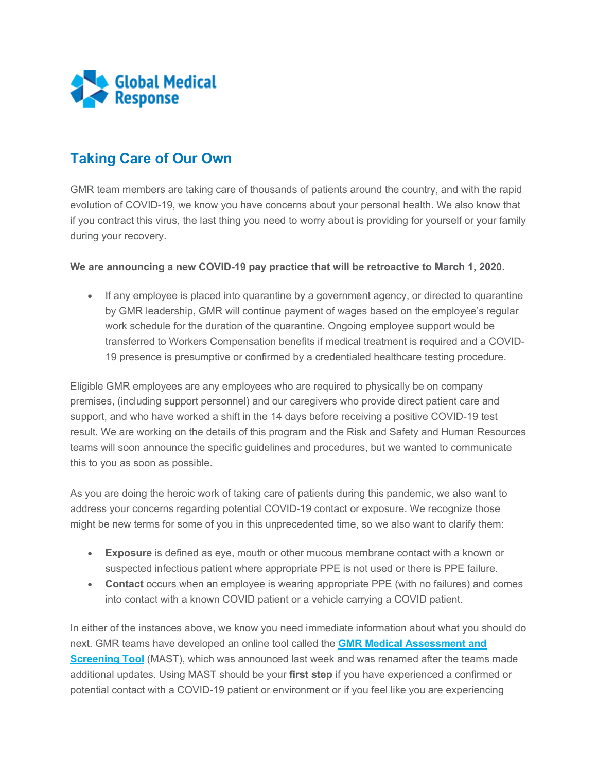Global Medical Response

## Taking Care of Our Own

GMR team members are taking care of thousands of patients around the country, and with the rapid evolution of COVID-19, we know you have concerns about your personal health. We also know that if you contract this virus, the last thing you need to worry about is providing for yourself or your family during your recovery.

**We are announcing a new COVID-19 pay practice that will be retroactive to March 1, 2020.**

- If any employee is placed into quarantine by a government agency, or directed to quarantine by GMR leadership, GMR will continue payment of wages based on the employee's regular work schedule for the duration of the quarantine. Ongoing employee support would be transferred to Workers Compensation benefits if medical treatment is required and a COVID-19 presence is presumptive or confirmed by a credentialed healthcare testing procedure.

Eligible GMR employees are any employees who are required to physically be on company premises, (including support personnel) and our caregivers who provide direct patient care and support, and who have worked a shift in the 14 days before receiving a positive COVID-19 test result. We are working on the details of this program and the Risk and Safety and Human Resources teams will soon announce the specific guidelines and procedures, but we wanted to communicate this to you as soon as possible.

As you are doing the heroic work of taking care of patients during this pandemic, we also want to address your concerns regarding potential COVID-19 contact or exposure. We recognize those might be new terms for some of you in this unprecedented time, so we also want to clarify them:

- **Exposure** is defined as eye, mouth or other mucous membrane contact with a known or suspected infectious patient where appropriate PPE is not used or there is PPE failure.
- **Contact** occurs when an employee is wearing appropriate PPE (with no failures) and comes into contact with a known COVID patient or a vehicle carrying a COVID patient.

In either of the instances above, we know you need immediate information about what you should do next. GMR teams have developed an online tool called the **GMR Medical Assessment and Screening Tool** (MAST), which was announced last week and was renamed after the teams made additional updates. Using MAST should be your **first step** if you have experienced a confirmed or potential contact with a COVID-19 patient or environment or if you feel like you are experiencing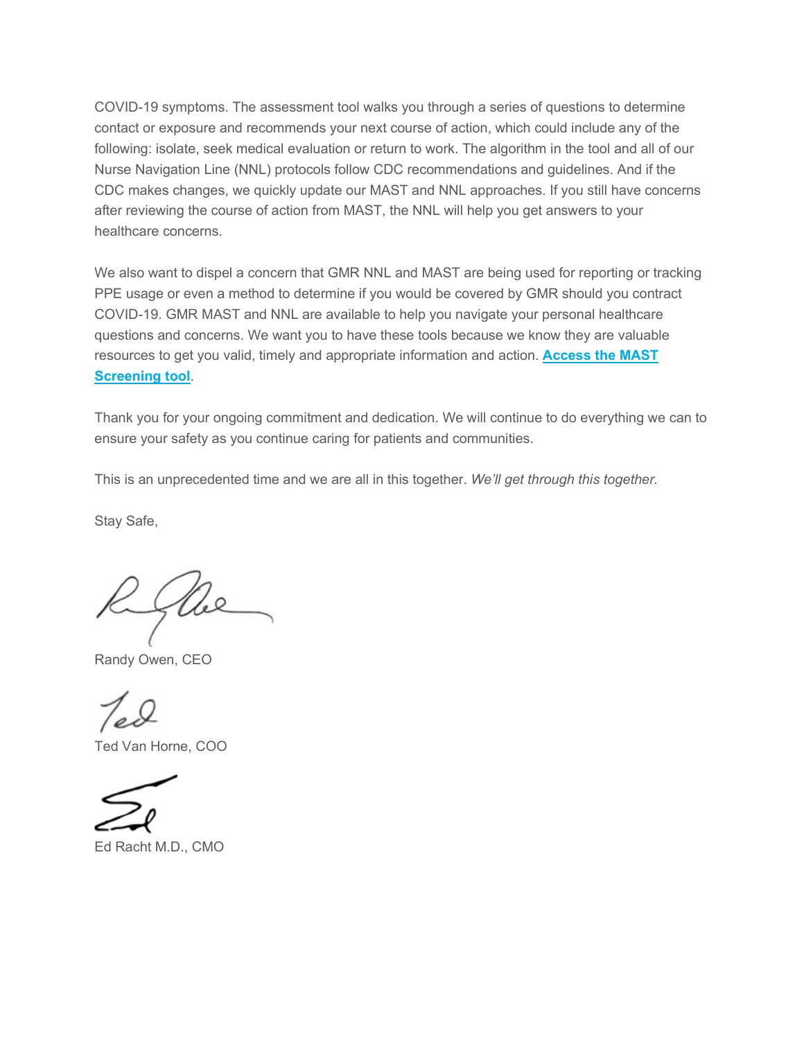COVID-19 symptoms. The assessment tool walks you through a series of questions to determine contact or exposure and recommends your next course of action, which could include any of the following: isolate, seek medical evaluation or return to work. The algorithm in the tool and all of our Nurse Navigation Line (NNL) protocols follow CDC recommendations and guidelines. And if the CDC makes changes, we quickly update our MAST and NNL approaches. If you still have concerns after reviewing the course of action from MAST, the NNL will help you get answers to your healthcare concerns.

We also want to dispel a concern that GMR NNL and MAST are being used for reporting or tracking PPE usage or even a method to determine if you would be covered by GMR should you contract COVID-19. GMR MAST and NNL are available to help you navigate your personal healthcare questions and concerns. We want you to have these tools because we know they are valuable resources to get you valid, timely and appropriate information and action. **Access the MAST Screening tool**.

Thank you for your ongoing commitment and dedication. We will continue to do everything we can to ensure your safety as you continue caring for patients and communities.

This is an unprecedented time and we are all in this together. *We'll get through this together.*

Stay Safe,

Randy Owen, CEO

Ted Van Horne, COO

Ed Racht M.D., CMO